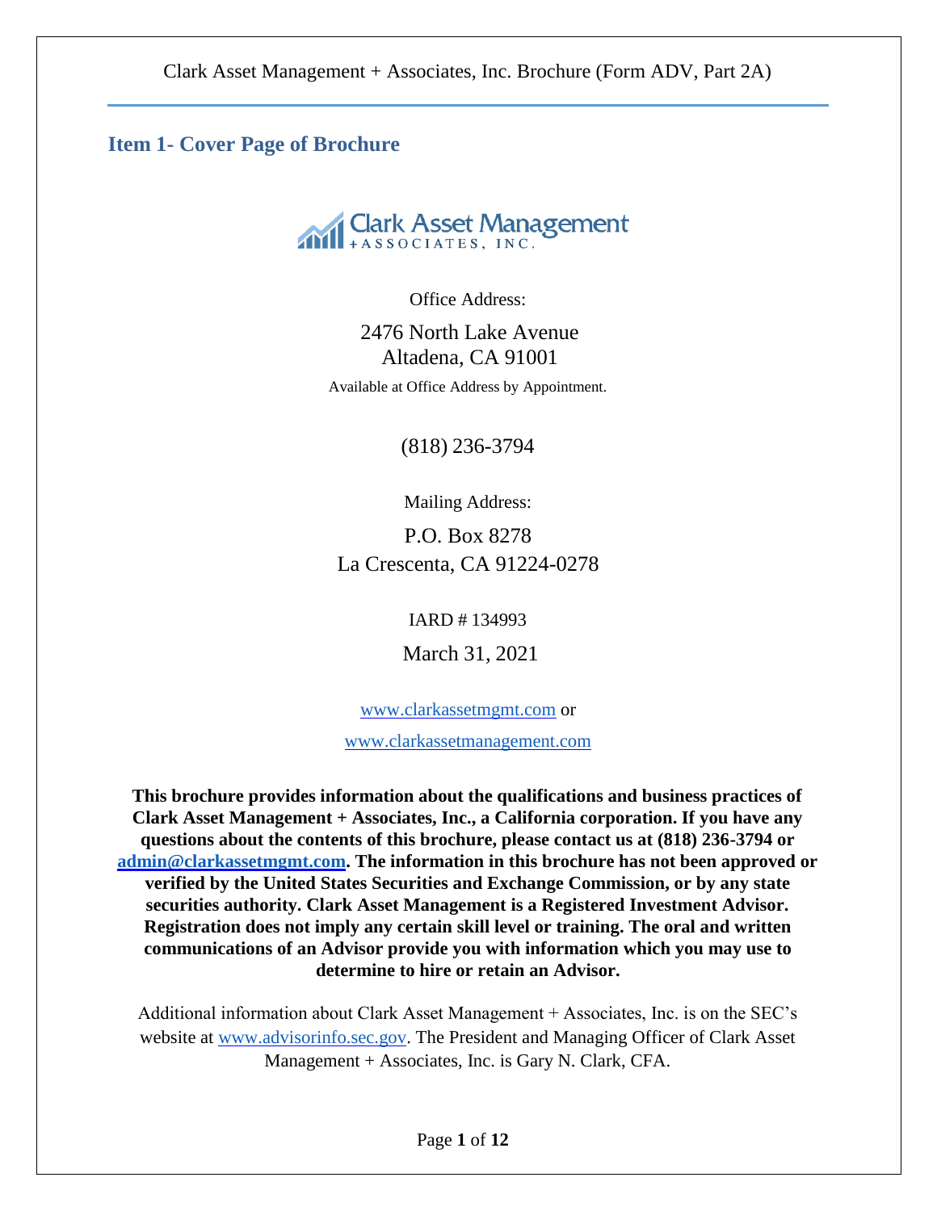## Item 1- Cover Page of Brochure

Clark Asset Management
+ASSOCIATES, INC.

Office Address:

2476 North Lake Avenue
Altadena, CA 91001

Available at Office Address by Appointment.

(818) 236-3794

Mailing Address:

P.O. Box 8278
La Crescenta, CA 91224-0278

IARD # 134993

March 31, 2021

www.clarkassetmgmt.com or

www.clarkassetmanagement.com

**This brochure provides information about the qualifications and business practices of Clark Asset Management + Associates, Inc., a California corporation. If you have any questions about the contents of this brochure, please contact us at (818) 236-3794 or admin@clarkassetmgmt.com. The information in this brochure has not been approved or verified by the United States Securities and Exchange Commission, or by any state securities authority. Clark Asset Management is a Registered Investment Advisor. Registration does not imply any certain skill level or training. The oral and written communications of an Advisor provide you with information which you may use to determine to hire or retain an Advisor.**

Additional information about Clark Asset Management + Associates, Inc. is on the SEC's website at www.advisorinfo.sec.gov. The President and Managing Officer of Clark Asset Management + Associates, Inc. is Gary N. Clark, CFA.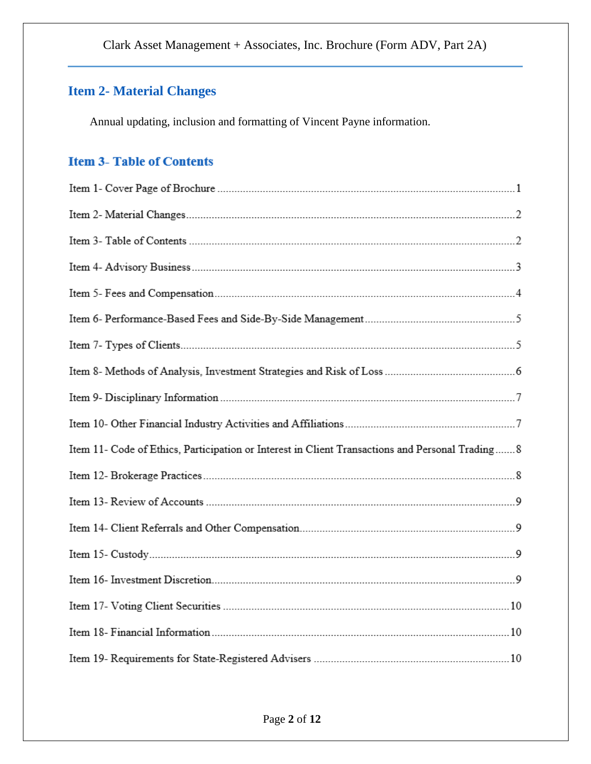## Item 2- Material Changes

Annual updating, inclusion and formatting of Vincent Payne information.

## Item 3- Table of Contents

Item 1- Cover Page of Brochure ..... 1

Item 2- Material Changes ..... 2

Item 3- Table of Contents ..... 2

Item 4- Advisory Business ..... 3

Item 5- Fees and Compensation ..... 4

Item 6- Performance-Based Fees and Side-By-Side Management ..... 5

Item 7- Types of Clients ..... 5

Item 8- Methods of Analysis, Investment Strategies and Risk of Loss ..... 6

Item 9- Disciplinary Information ..... 7

Item 10- Other Financial Industry Activities and Affiliations ..... 7

Item 11- Code of Ethics, Participation or Interest in Client Transactions and Personal Trading ..... 8

Item 12- Brokerage Practices ..... 8

Item 13- Review of Accounts ..... 9

Item 14- Client Referrals and Other Compensation ..... 9

Item 15- Custody ..... 9

Item 16- Investment Discretion ..... 9

Item 17- Voting Client Securities ..... 10

Item 18- Financial Information ..... 10

Item 19- Requirements for State-Registered Advisers ..... 10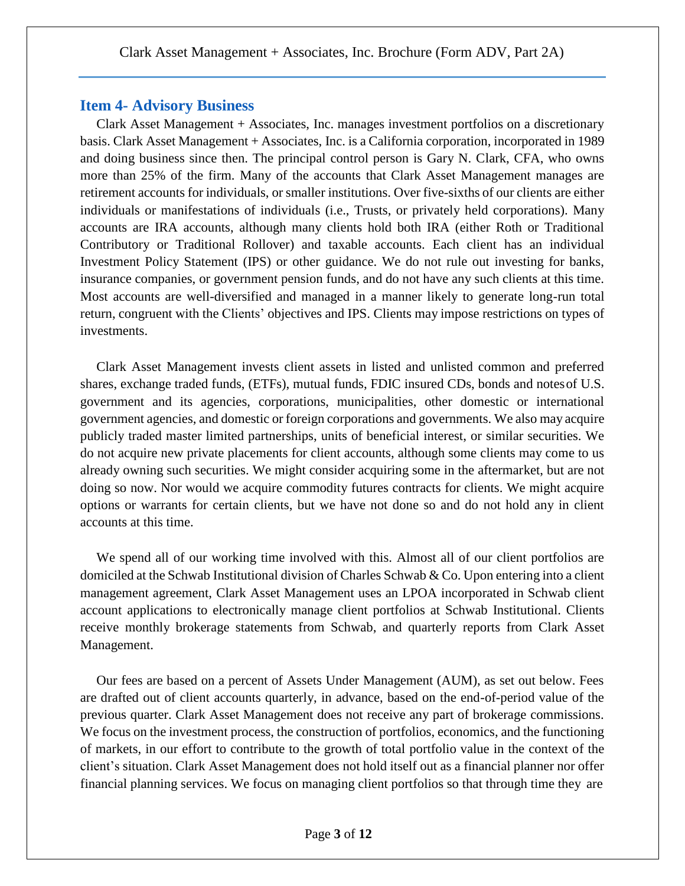## Item 4- Advisory Business

Clark Asset Management + Associates, Inc. manages investment portfolios on a discretionary basis. Clark Asset Management + Associates, Inc. is a California corporation, incorporated in 1989 and doing business since then. The principal control person is Gary N. Clark, CFA, who owns more than 25% of the firm. Many of the accounts that Clark Asset Management manages are retirement accounts for individuals, or smaller institutions. Over five-sixths of our clients are either individuals or manifestations of individuals (i.e., Trusts, or privately held corporations). Many accounts are IRA accounts, although many clients hold both IRA (either Roth or Traditional Contributory or Traditional Rollover) and taxable accounts. Each client has an individual Investment Policy Statement (IPS) or other guidance. We do not rule out investing for banks, insurance companies, or government pension funds, and do not have any such clients at this time. Most accounts are well-diversified and managed in a manner likely to generate long-run total return, congruent with the Clients' objectives and IPS. Clients may impose restrictions on types of investments.

Clark Asset Management invests client assets in listed and unlisted common and preferred shares, exchange traded funds, (ETFs), mutual funds, FDIC insured CDs, bonds and notes of U.S. government and its agencies, corporations, municipalities, other domestic or international government agencies, and domestic or foreign corporations and governments. We also may acquire publicly traded master limited partnerships, units of beneficial interest, or similar securities. We do not acquire new private placements for client accounts, although some clients may come to us already owning such securities. We might consider acquiring some in the aftermarket, but are not doing so now. Nor would we acquire commodity futures contracts for clients. We might acquire options or warrants for certain clients, but we have not done so and do not hold any in client accounts at this time.

We spend all of our working time involved with this. Almost all of our client portfolios are domiciled at the Schwab Institutional division of Charles Schwab & Co. Upon entering into a client management agreement, Clark Asset Management uses an LPOA incorporated in Schwab client account applications to electronically manage client portfolios at Schwab Institutional. Clients receive monthly brokerage statements from Schwab, and quarterly reports from Clark Asset Management.

Our fees are based on a percent of Assets Under Management (AUM), as set out below. Fees are drafted out of client accounts quarterly, in advance, based on the end-of-period value of the previous quarter. Clark Asset Management does not receive any part of brokerage commissions. We focus on the investment process, the construction of portfolios, economics, and the functioning of markets, in our effort to contribute to the growth of total portfolio value in the context of the client's situation. Clark Asset Management does not hold itself out as a financial planner nor offer financial planning services. We focus on managing client portfolios so that through time they are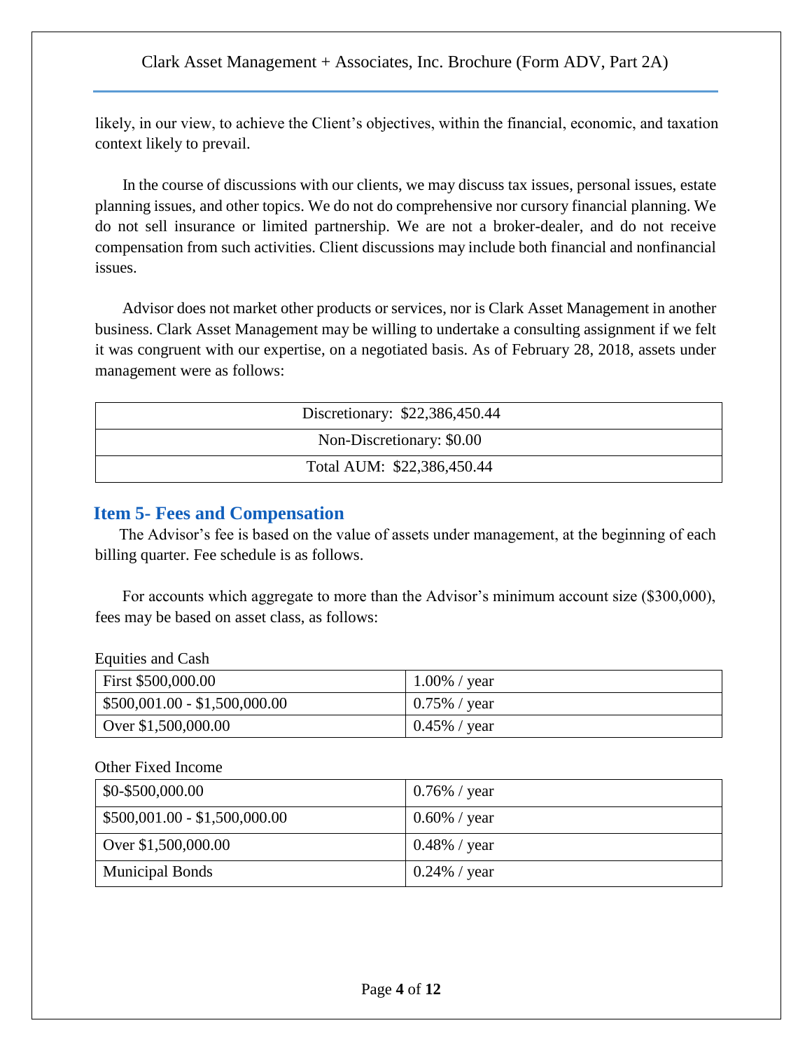likely, in our view, to achieve the Client's objectives, within the financial, economic, and taxation context likely to prevail.

In the course of discussions with our clients, we may discuss tax issues, personal issues, estate planning issues, and other topics. We do not do comprehensive nor cursory financial planning. We do not sell insurance or limited partnership. We are not a broker-dealer, and do not receive compensation from such activities. Client discussions may include both financial and nonfinancial issues.

Advisor does not market other products or services, nor is Clark Asset Management in another business. Clark Asset Management may be willing to undertake a consulting assignment if we felt it was congruent with our expertise, on a negotiated basis. As of February 28, 2018, assets under management were as follows:

| Discretionary: $22,386,450.44 |
| --- |
| Non-Discretionary: $0.00 |
| Total AUM: $22,386,450.44 |

## Item 5- Fees and Compensation

The Advisor's fee is based on the value of assets under management, at the beginning of each billing quarter. Fee schedule is as follows.

For accounts which aggregate to more than the Advisor's minimum account size ($300,000), fees may be based on asset class, as follows:

Equities and Cash

| First $500,000.00 | 1.00% / year |
| --- | --- |
| $500,001.00 - $1,500,000.00 | 0.75% / year |
| Over $1,500,000.00 | 0.45% / year |

Other Fixed Income

| $0-$500,000.00 | 0.76% / year |
| --- | --- |
| $500,001.00 - $1,500,000.00 | 0.60% / year |
| Over $1,500,000.00 | 0.48% / year |
| Municipal Bonds | 0.24% / year |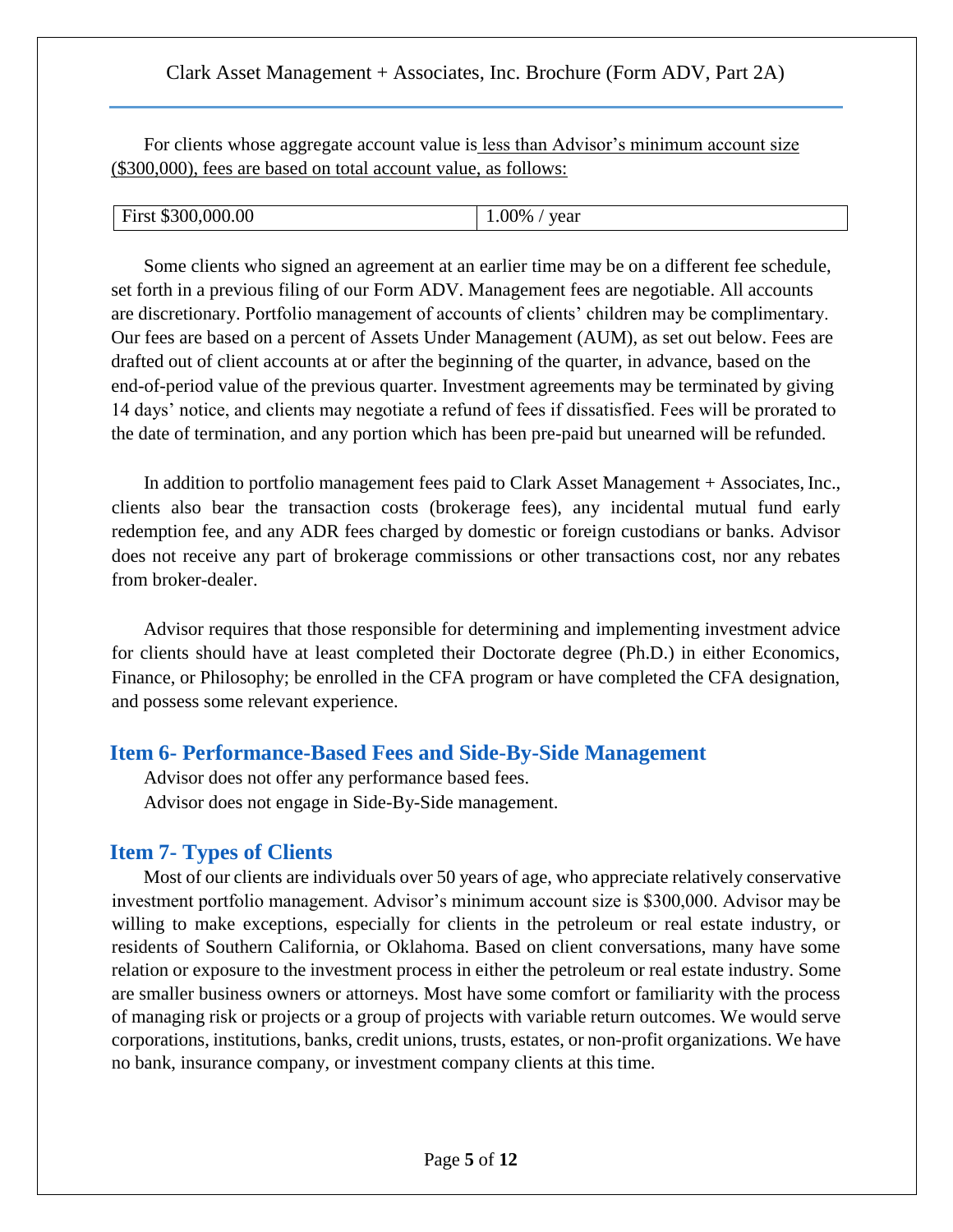For clients whose aggregate account value is less than Advisor's minimum account size ($300,000), fees are based on total account value, as follows:

| First $300,000.00 | 1.00% / year |
|---|---|

Some clients who signed an agreement at an earlier time may be on a different fee schedule, set forth in a previous filing of our Form ADV. Management fees are negotiable. All accounts are discretionary. Portfolio management of accounts of clients' children may be complimentary. Our fees are based on a percent of Assets Under Management (AUM), as set out below. Fees are drafted out of client accounts at or after the beginning of the quarter, in advance, based on the end-of-period value of the previous quarter. Investment agreements may be terminated by giving 14 days' notice, and clients may negotiate a refund of fees if dissatisfied. Fees will be prorated to the date of termination, and any portion which has been pre-paid but unearned will be refunded.

In addition to portfolio management fees paid to Clark Asset Management + Associates, Inc., clients also bear the transaction costs (brokerage fees), any incidental mutual fund early redemption fee, and any ADR fees charged by domestic or foreign custodians or banks. Advisor does not receive any part of brokerage commissions or other transactions cost, nor any rebates from broker-dealer.

Advisor requires that those responsible for determining and implementing investment advice for clients should have at least completed their Doctorate degree (Ph.D.) in either Economics, Finance, or Philosophy; be enrolled in the CFA program or have completed the CFA designation, and possess some relevant experience.

## Item 6- Performance-Based Fees and Side-By-Side Management

Advisor does not offer any performance based fees.

Advisor does not engage in Side-By-Side management.

## Item 7- Types of Clients

Most of our clients are individuals over 50 years of age, who appreciate relatively conservative investment portfolio management. Advisor's minimum account size is $300,000. Advisor may be willing to make exceptions, especially for clients in the petroleum or real estate industry, or residents of Southern California, or Oklahoma. Based on client conversations, many have some relation or exposure to the investment process in either the petroleum or real estate industry. Some are smaller business owners or attorneys. Most have some comfort or familiarity with the process of managing risk or projects or a group of projects with variable return outcomes. We would serve corporations, institutions, banks, credit unions, trusts, estates, or non-profit organizations. We have no bank, insurance company, or investment company clients at this time.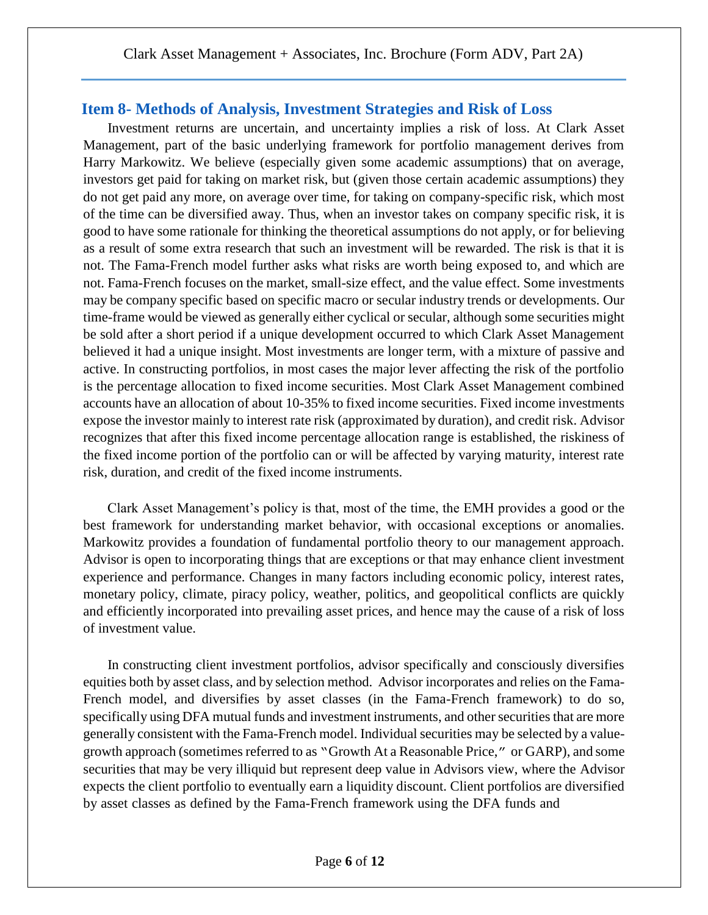## Item 8- Methods of Analysis, Investment Strategies and Risk of Loss

Investment returns are uncertain, and uncertainty implies a risk of loss. At Clark Asset Management, part of the basic underlying framework for portfolio management derives from Harry Markowitz. We believe (especially given some academic assumptions) that on average, investors get paid for taking on market risk, but (given those certain academic assumptions) they do not get paid any more, on average over time, for taking on company-specific risk, which most of the time can be diversified away. Thus, when an investor takes on company specific risk, it is good to have some rationale for thinking the theoretical assumptions do not apply, or for believing as a result of some extra research that such an investment will be rewarded. The risk is that it is not. The Fama-French model further asks what risks are worth being exposed to, and which are not. Fama-French focuses on the market, small-size effect, and the value effect. Some investments may be company specific based on specific macro or secular industry trends or developments. Our time-frame would be viewed as generally either cyclical or secular, although some securities might be sold after a short period if a unique development occurred to which Clark Asset Management believed it had a unique insight. Most investments are longer term, with a mixture of passive and active. In constructing portfolios, in most cases the major lever affecting the risk of the portfolio is the percentage allocation to fixed income securities. Most Clark Asset Management combined accounts have an allocation of about 10-35% to fixed income securities. Fixed income investments expose the investor mainly to interest rate risk (approximated by duration), and credit risk. Advisor recognizes that after this fixed income percentage allocation range is established, the riskiness of the fixed income portion of the portfolio can or will be affected by varying maturity, interest rate risk, duration, and credit of the fixed income instruments.

Clark Asset Management's policy is that, most of the time, the EMH provides a good or the best framework for understanding market behavior, with occasional exceptions or anomalies. Markowitz provides a foundation of fundamental portfolio theory to our management approach. Advisor is open to incorporating things that are exceptions or that may enhance client investment experience and performance. Changes in many factors including economic policy, interest rates, monetary policy, climate, piracy policy, weather, politics, and geopolitical conflicts are quickly and efficiently incorporated into prevailing asset prices, and hence may the cause of a risk of loss of investment value.

In constructing client investment portfolios, advisor specifically and consciously diversifies equities both by asset class, and by selection method. Advisor incorporates and relies on the Fama-French model, and diversifies by asset classes (in the Fama-French framework) to do so, specifically using DFA mutual funds and investment instruments, and other securities that are more generally consistent with the Fama-French model. Individual securities may be selected by a value-growth approach (sometimes referred to as "Growth At a Reasonable Price," or GARP), and some securities that may be very illiquid but represent deep value in Advisors view, where the Advisor expects the client portfolio to eventually earn a liquidity discount. Client portfolios are diversified by asset classes as defined by the Fama-French framework using the DFA funds and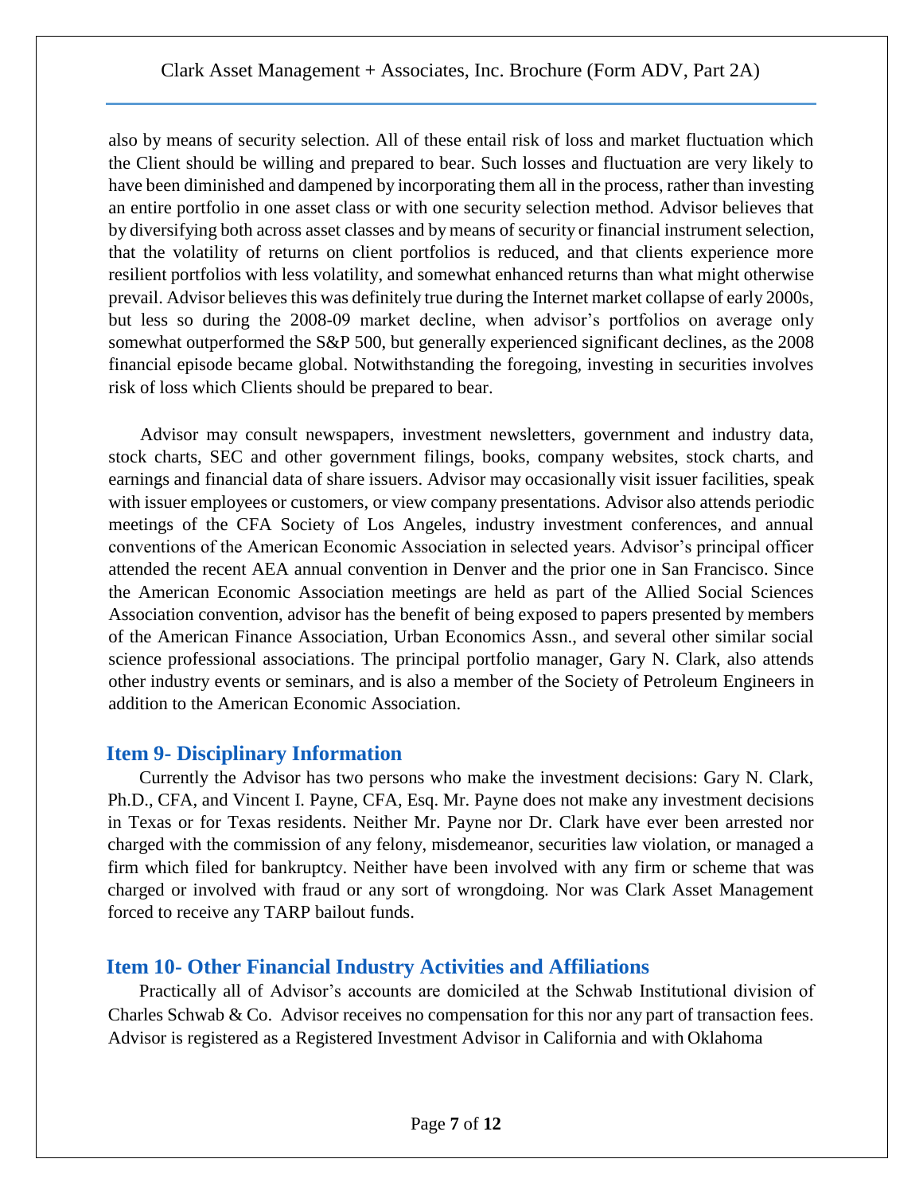also by means of security selection. All of these entail risk of loss and market fluctuation which the Client should be willing and prepared to bear. Such losses and fluctuation are very likely to have been diminished and dampened by incorporating them all in the process, rather than investing an entire portfolio in one asset class or with one security selection method. Advisor believes that by diversifying both across asset classes and by means of security or financial instrument selection, that the volatility of returns on client portfolios is reduced, and that clients experience more resilient portfolios with less volatility, and somewhat enhanced returns than what might otherwise prevail. Advisor believes this was definitely true during the Internet market collapse of early 2000s, but less so during the 2008-09 market decline, when advisor's portfolios on average only somewhat outperformed the S&P 500, but generally experienced significant declines, as the 2008 financial episode became global. Notwithstanding the foregoing, investing in securities involves risk of loss which Clients should be prepared to bear.

Advisor may consult newspapers, investment newsletters, government and industry data, stock charts, SEC and other government filings, books, company websites, stock charts, and earnings and financial data of share issuers. Advisor may occasionally visit issuer facilities, speak with issuer employees or customers, or view company presentations. Advisor also attends periodic meetings of the CFA Society of Los Angeles, industry investment conferences, and annual conventions of the American Economic Association in selected years. Advisor's principal officer attended the recent AEA annual convention in Denver and the prior one in San Francisco. Since the American Economic Association meetings are held as part of the Allied Social Sciences Association convention, advisor has the benefit of being exposed to papers presented by members of the American Finance Association, Urban Economics Assn., and several other similar social science professional associations. The principal portfolio manager, Gary N. Clark, also attends other industry events or seminars, and is also a member of the Society of Petroleum Engineers in addition to the American Economic Association.

## Item 9- Disciplinary Information

Currently the Advisor has two persons who make the investment decisions: Gary N. Clark, Ph.D., CFA, and Vincent I. Payne, CFA, Esq. Mr. Payne does not make any investment decisions in Texas or for Texas residents. Neither Mr. Payne nor Dr. Clark have ever been arrested nor charged with the commission of any felony, misdemeanor, securities law violation, or managed a firm which filed for bankruptcy. Neither have been involved with any firm or scheme that was charged or involved with fraud or any sort of wrongdoing. Nor was Clark Asset Management forced to receive any TARP bailout funds.

## Item 10- Other Financial Industry Activities and Affiliations

Practically all of Advisor's accounts are domiciled at the Schwab Institutional division of Charles Schwab & Co. Advisor receives no compensation for this nor any part of transaction fees. Advisor is registered as a Registered Investment Advisor in California and with Oklahoma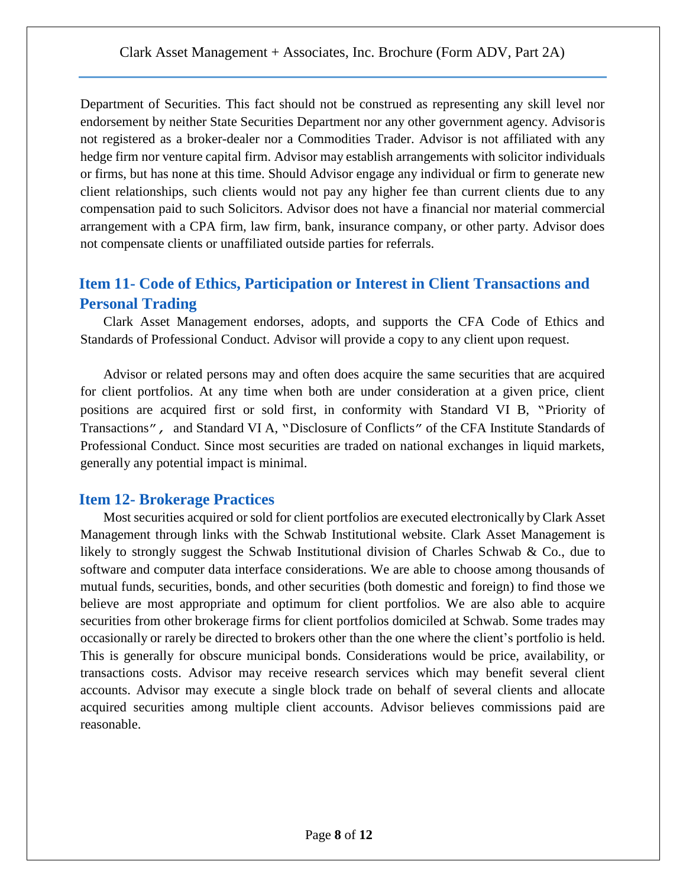Department of Securities. This fact should not be construed as representing any skill level nor endorsement by neither State Securities Department nor any other government agency. Advisor is not registered as a broker-dealer nor a Commodities Trader. Advisor is not affiliated with any hedge firm nor venture capital firm. Advisor may establish arrangements with solicitor individuals or firms, but has none at this time. Should Advisor engage any individual or firm to generate new client relationships, such clients would not pay any higher fee than current clients due to any compensation paid to such Solicitors. Advisor does not have a financial nor material commercial arrangement with a CPA firm, law firm, bank, insurance company, or other party. Advisor does not compensate clients or unaffiliated outside parties for referrals.

## Item 11- Code of Ethics, Participation or Interest in Client Transactions and Personal Trading

Clark Asset Management endorses, adopts, and supports the CFA Code of Ethics and Standards of Professional Conduct. Advisor will provide a copy to any client upon request.

Advisor or related persons may and often does acquire the same securities that are acquired for client portfolios. At any time when both are under consideration at a given price, client positions are acquired first or sold first, in conformity with Standard VI B, "Priority of Transactions", and Standard VI A, "Disclosure of Conflicts" of the CFA Institute Standards of Professional Conduct. Since most securities are traded on national exchanges in liquid markets, generally any potential impact is minimal.

## Item 12- Brokerage Practices

Most securities acquired or sold for client portfolios are executed electronically by Clark Asset Management through links with the Schwab Institutional website. Clark Asset Management is likely to strongly suggest the Schwab Institutional division of Charles Schwab & Co., due to software and computer data interface considerations. We are able to choose among thousands of mutual funds, securities, bonds, and other securities (both domestic and foreign) to find those we believe are most appropriate and optimum for client portfolios. We are also able to acquire securities from other brokerage firms for client portfolios domiciled at Schwab. Some trades may occasionally or rarely be directed to brokers other than the one where the client's portfolio is held. This is generally for obscure municipal bonds. Considerations would be price, availability, or transactions costs. Advisor may receive research services which may benefit several client accounts. Advisor may execute a single block trade on behalf of several clients and allocate acquired securities among multiple client accounts. Advisor believes commissions paid are reasonable.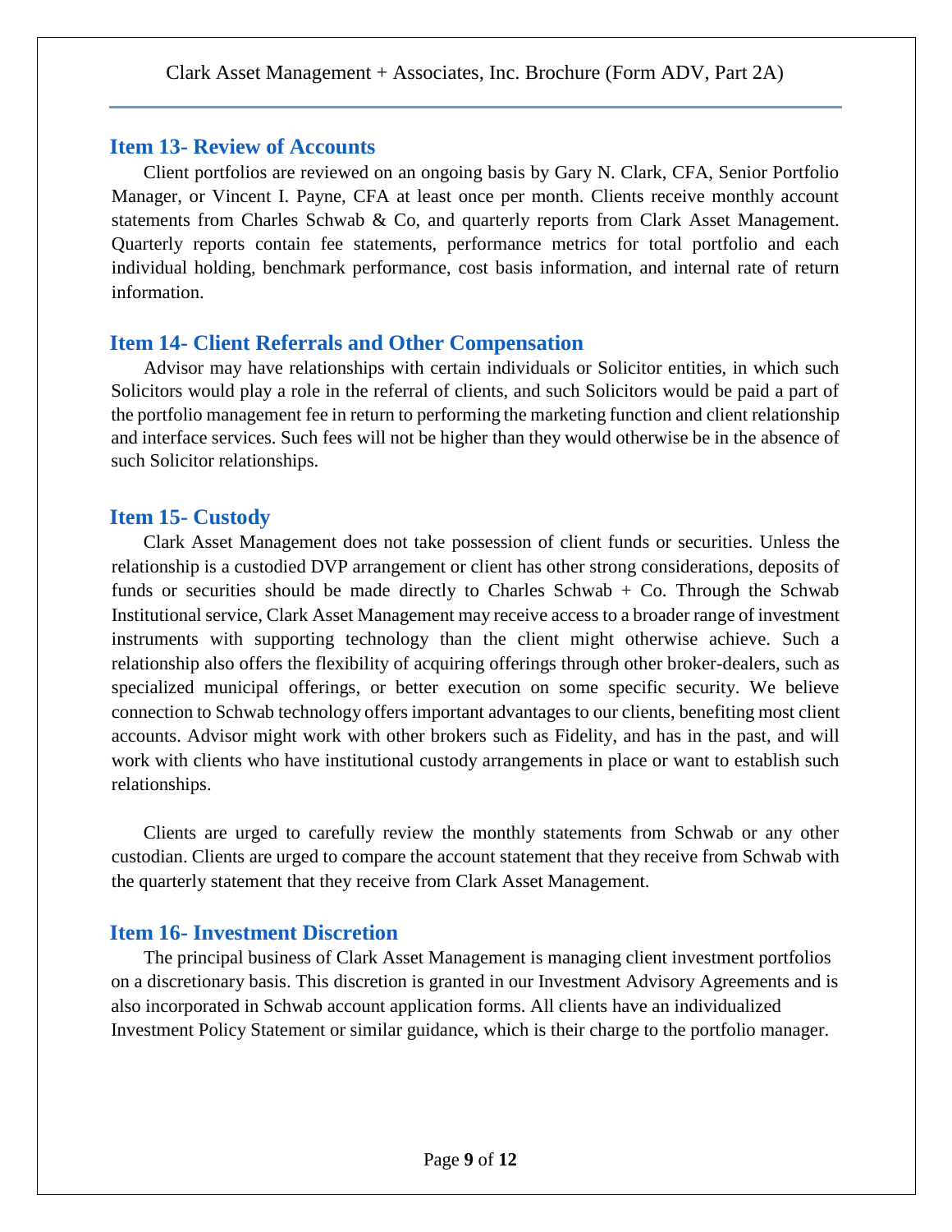## Item 13- Review of Accounts

Client portfolios are reviewed on an ongoing basis by Gary N. Clark, CFA, Senior Portfolio Manager, or Vincent I. Payne, CFA at least once per month. Clients receive monthly account statements from Charles Schwab & Co, and quarterly reports from Clark Asset Management. Quarterly reports contain fee statements, performance metrics for total portfolio and each individual holding, benchmark performance, cost basis information, and internal rate of return information.

## Item 14- Client Referrals and Other Compensation

Advisor may have relationships with certain individuals or Solicitor entities, in which such Solicitors would play a role in the referral of clients, and such Solicitors would be paid a part of the portfolio management fee in return to performing the marketing function and client relationship and interface services. Such fees will not be higher than they would otherwise be in the absence of such Solicitor relationships.

## Item 15- Custody

Clark Asset Management does not take possession of client funds or securities. Unless the relationship is a custodied DVP arrangement or client has other strong considerations, deposits of funds or securities should be made directly to Charles Schwab + Co. Through the Schwab Institutional service, Clark Asset Management may receive access to a broader range of investment instruments with supporting technology than the client might otherwise achieve. Such a relationship also offers the flexibility of acquiring offerings through other broker-dealers, such as specialized municipal offerings, or better execution on some specific security. We believe connection to Schwab technology offers important advantages to our clients, benefiting most client accounts. Advisor might work with other brokers such as Fidelity, and has in the past, and will work with clients who have institutional custody arrangements in place or want to establish such relationships.

Clients are urged to carefully review the monthly statements from Schwab or any other custodian. Clients are urged to compare the account statement that they receive from Schwab with the quarterly statement that they receive from Clark Asset Management.

## Item 16- Investment Discretion

The principal business of Clark Asset Management is managing client investment portfolios on a discretionary basis. This discretion is granted in our Investment Advisory Agreements and is also incorporated in Schwab account application forms. All clients have an individualized Investment Policy Statement or similar guidance, which is their charge to the portfolio manager.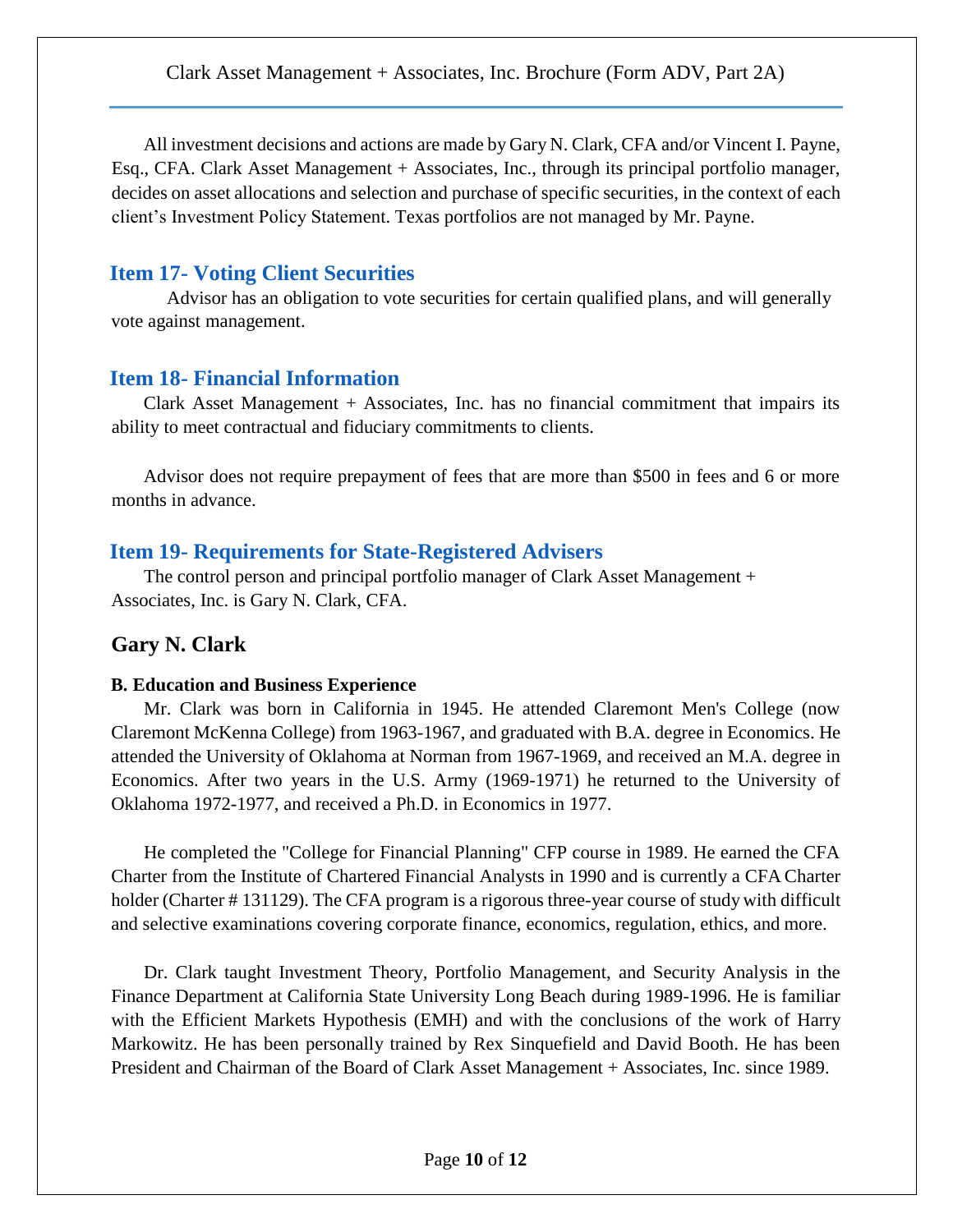All investment decisions and actions are made by Gary N. Clark, CFA and/or Vincent I. Payne, Esq., CFA. Clark Asset Management + Associates, Inc., through its principal portfolio manager, decides on asset allocations and selection and purchase of specific securities, in the context of each client's Investment Policy Statement. Texas portfolios are not managed by Mr. Payne.

## Item 17- Voting Client Securities

Advisor has an obligation to vote securities for certain qualified plans, and will generally vote against management.

## Item 18- Financial Information

Clark Asset Management + Associates, Inc. has no financial commitment that impairs its ability to meet contractual and fiduciary commitments to clients.

Advisor does not require prepayment of fees that are more than $500 in fees and 6 or more months in advance.

## Item 19- Requirements for State-Registered Advisers

The control person and principal portfolio manager of Clark Asset Management + Associates, Inc. is Gary N. Clark, CFA.

### Gary N. Clark

#### B. Education and Business Experience

Mr. Clark was born in California in 1945. He attended Claremont Men's College (now Claremont McKenna College) from 1963-1967, and graduated with B.A. degree in Economics. He attended the University of Oklahoma at Norman from 1967-1969, and received an M.A. degree in Economics. After two years in the U.S. Army (1969-1971) he returned to the University of Oklahoma 1972-1977, and received a Ph.D. in Economics in 1977.

He completed the "College for Financial Planning" CFP course in 1989. He earned the CFA Charter from the Institute of Chartered Financial Analysts in 1990 and is currently a CFA Charter holder (Charter # 131129). The CFA program is a rigorous three-year course of study with difficult and selective examinations covering corporate finance, economics, regulation, ethics, and more.

Dr. Clark taught Investment Theory, Portfolio Management, and Security Analysis in the Finance Department at California State University Long Beach during 1989-1996. He is familiar with the Efficient Markets Hypothesis (EMH) and with the conclusions of the work of Harry Markowitz. He has been personally trained by Rex Sinquefield and David Booth. He has been President and Chairman of the Board of Clark Asset Management + Associates, Inc. since 1989.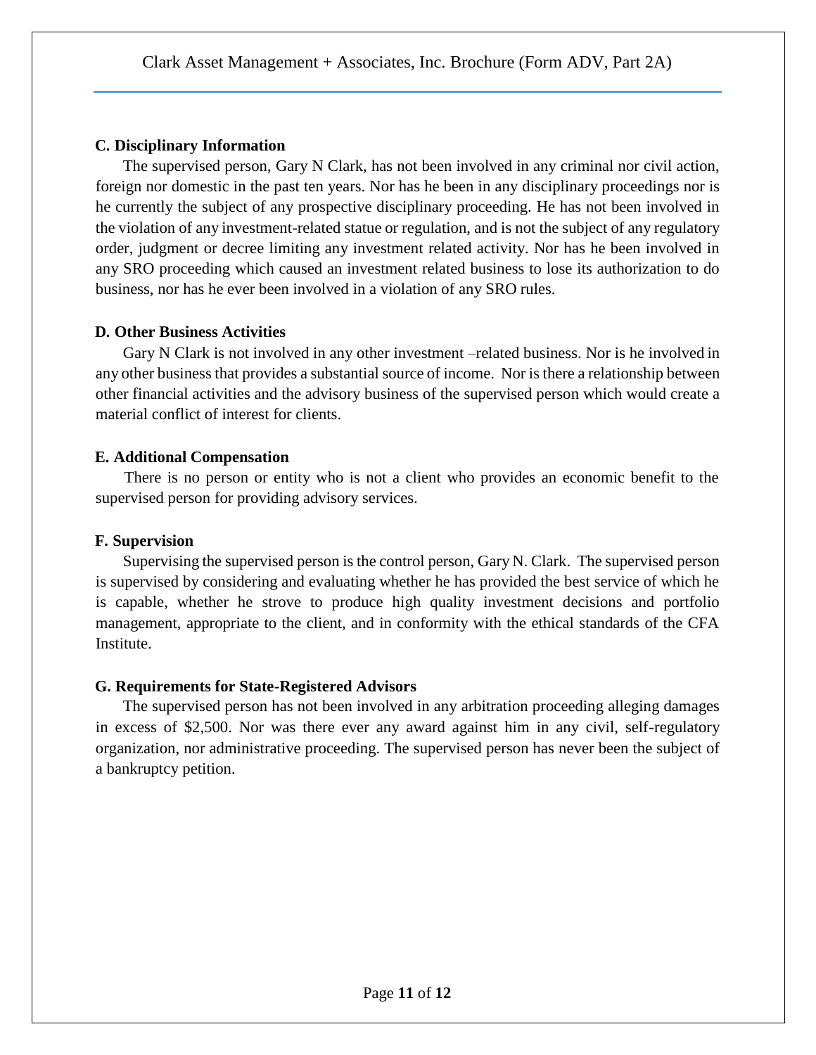**C. Disciplinary Information**

The supervised person, Gary N Clark, has not been involved in any criminal nor civil action, foreign nor domestic in the past ten years. Nor has he been in any disciplinary proceedings nor is he currently the subject of any prospective disciplinary proceeding. He has not been involved in the violation of any investment-related statue or regulation, and is not the subject of any regulatory order, judgment or decree limiting any investment related activity. Nor has he been involved in any SRO proceeding which caused an investment related business to lose its authorization to do business, nor has he ever been involved in a violation of any SRO rules.

**D. Other Business Activities**

Gary N Clark is not involved in any other investment –related business. Nor is he involved in any other business that provides a substantial source of income. Nor is there a relationship between other financial activities and the advisory business of the supervised person which would create a material conflict of interest for clients.

**E. Additional Compensation**

There is no person or entity who is not a client who provides an economic benefit to the supervised person for providing advisory services.

**F. Supervision**

Supervising the supervised person is the control person, Gary N. Clark. The supervised person is supervised by considering and evaluating whether he has provided the best service of which he is capable, whether he strove to produce high quality investment decisions and portfolio management, appropriate to the client, and in conformity with the ethical standards of the CFA Institute.

**G. Requirements for State-Registered Advisors**

The supervised person has not been involved in any arbitration proceeding alleging damages in excess of $2,500. Nor was there ever any award against him in any civil, self-regulatory organization, nor administrative proceeding. The supervised person has never been the subject of a bankruptcy petition.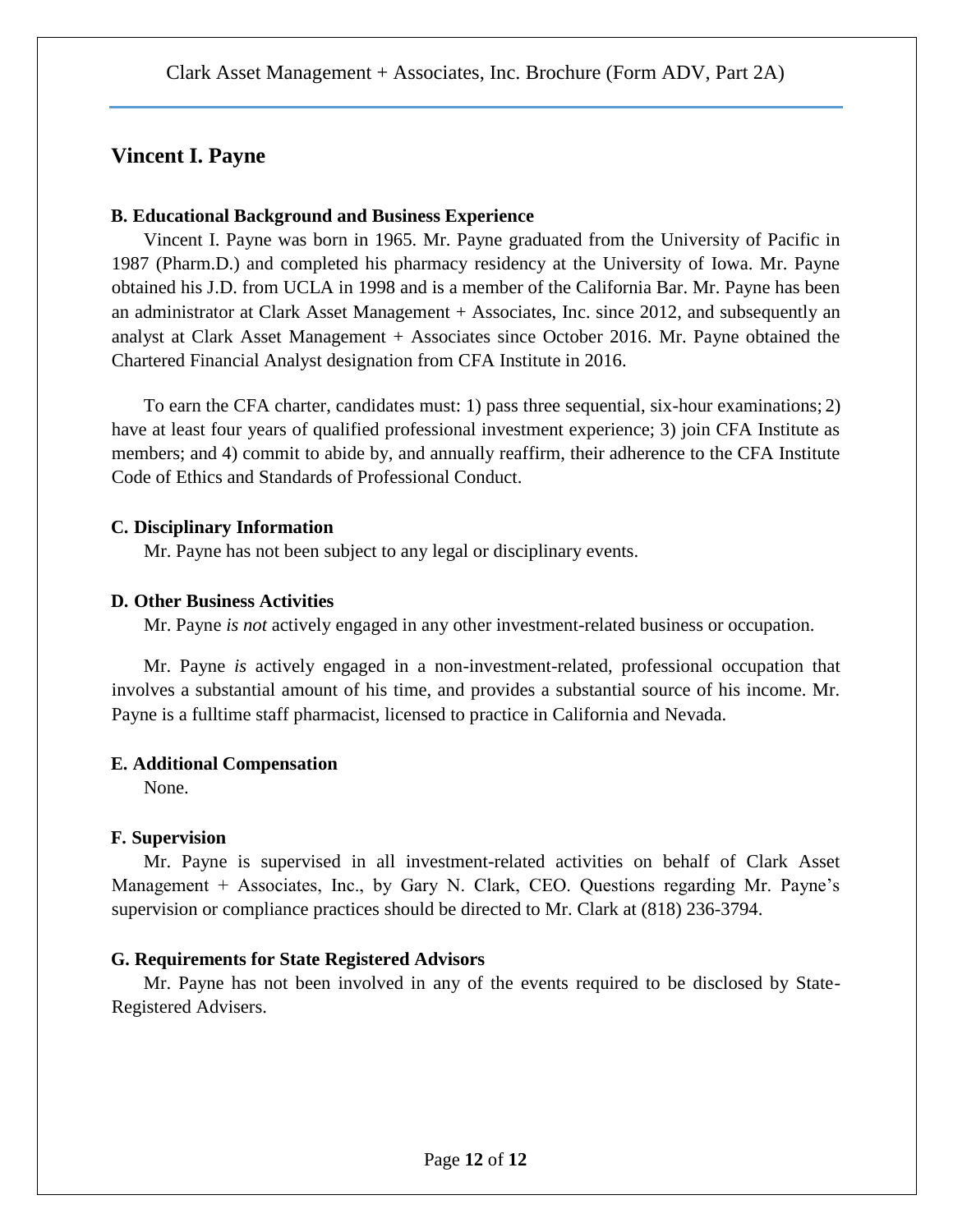## Vincent I. Payne

### B. Educational Background and Business Experience

Vincent I. Payne was born in 1965. Mr. Payne graduated from the University of Pacific in 1987 (Pharm.D.) and completed his pharmacy residency at the University of Iowa. Mr. Payne obtained his J.D. from UCLA in 1998 and is a member of the California Bar. Mr. Payne has been an administrator at Clark Asset Management + Associates, Inc. since 2012, and subsequently an analyst at Clark Asset Management + Associates since October 2016. Mr. Payne obtained the Chartered Financial Analyst designation from CFA Institute in 2016.

To earn the CFA charter, candidates must: 1) pass three sequential, six-hour examinations; 2) have at least four years of qualified professional investment experience; 3) join CFA Institute as members; and 4) commit to abide by, and annually reaffirm, their adherence to the CFA Institute Code of Ethics and Standards of Professional Conduct.

### C. Disciplinary Information

Mr. Payne has not been subject to any legal or disciplinary events.

### D. Other Business Activities

Mr. Payne *is not* actively engaged in any other investment-related business or occupation.

Mr. Payne *is* actively engaged in a non-investment-related, professional occupation that involves a substantial amount of his time, and provides a substantial source of his income. Mr. Payne is a fulltime staff pharmacist, licensed to practice in California and Nevada.

### E. Additional Compensation

None.

### F. Supervision

Mr. Payne is supervised in all investment-related activities on behalf of Clark Asset Management + Associates, Inc., by Gary N. Clark, CEO. Questions regarding Mr. Payne's supervision or compliance practices should be directed to Mr. Clark at (818) 236-3794.

### G. Requirements for State Registered Advisors

Mr. Payne has not been involved in any of the events required to be disclosed by State-Registered Advisers.